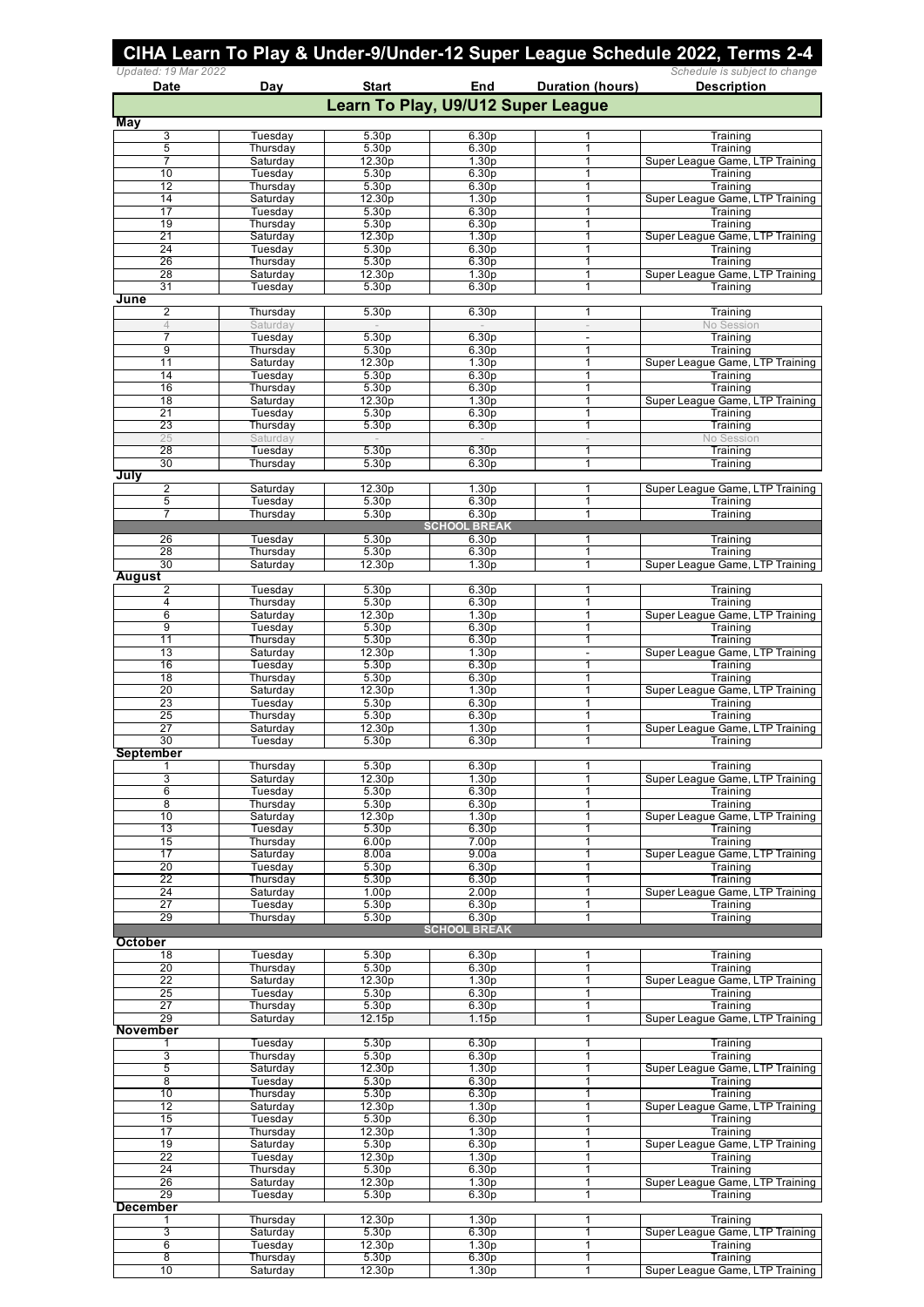# CIHA Learn To Play & Under-9/Under-12 Super League Schedule 2022, Terms 2-4

*Updated: 19 Mar 2022* *Schedule is subject to change*

| Date | Day | Start | End | Duration (hours) | Description |
|---|---|---|---|---|---|
| **Learn To Play, U9/U12 Super League** | | | | | |
| **May** | | | | | |
| 3 | Tuesday | 5.30p | 6.30p | 1 | Training |
| 5 | Thursday | 5.30p | 6.30p | 1 | Training |
| 7 | Saturday | 12.30p | 1.30p | 1 | Super League Game, LTP Training |
| 10 | Tuesday | 5.30p | 6.30p | 1 | Training |
| 12 | Thursday | 5.30p | 6.30p | 1 | Training |
| 14 | Saturday | 12.30p | 1.30p | 1 | Super League Game, LTP Training |
| 17 | Tuesday | 5.30p | 6.30p | 1 | Training |
| 19 | Thursday | 5.30p | 6.30p | 1 | Training |
| 21 | Saturday | 12.30p | 1.30p | 1 | Super League Game, LTP Training |
| 24 | Tuesday | 5.30p | 6.30p | 1 | Training |
| 26 | Thursday | 5.30p | 6.30p | 1 | Training |
| 28 | Saturday | 12.30p | 1.30p | 1 | Super League Game, LTP Training |
| 31 | Tuesday | 5.30p | 6.30p | 1 | Training |
| **June** | | | | | |
| 2 | Thursday | 5.30p | 6.30p | 1 | Training |
| 4 | Saturday | - | - | - | No Session |
| 7 | Tuesday | 5.30p | 6.30p | - | Training |
| 9 | Thursday | 5.30p | 6.30p | 1 | Training |
| 11 | Saturday | 12.30p | 1.30p | 1 | Super League Game, LTP Training |
| 14 | Tuesday | 5.30p | 6.30p | 1 | Training |
| 16 | Thursday | 5.30p | 6.30p | 1 | Training |
| 18 | Saturday | 12.30p | 1.30p | 1 | Super League Game, LTP Training |
| 21 | Tuesday | 5.30p | 6.30p | 1 | Training |
| 23 | Thursday | 5.30p | 6.30p | 1 | Training |
| 25 | Saturday | - | - | - | No Session |
| 28 | Tuesday | 5.30p | 6.30p | 1 | Training |
| 30 | Thursday | 5.30p | 6.30p | 1 | Training |
| **July** | | | | | |
| 2 | Saturday | 12.30p | 1.30p | 1 | Super League Game, LTP Training |
| 5 | Tuesday | 5.30p | 6.30p | 1 | Training |
| 7 | Thursday | 5.30p | 6.30p | 1 | Training |
| **SCHOOL BREAK** | | | | | |
| 26 | Tuesday | 5.30p | 6.30p | 1 | Training |
| 28 | Thursday | 5.30p | 6.30p | 1 | Training |
| 30 | Saturday | 12.30p | 1.30p | 1 | Super League Game, LTP Training |
| **August** | | | | | |
| 2 | Tuesday | 5.30p | 6.30p | 1 | Training |
| 4 | Thursday | 5.30p | 6.30p | 1 | Training |
| 6 | Saturday | 12.30p | 1.30p | 1 | Super League Game, LTP Training |
| 9 | Tuesday | 5.30p | 6.30p | 1 | Training |
| 11 | Thursday | 5.30p | 6.30p | 1 | Training |
| 13 | Saturday | 12.30p | 1.30p | - | Super League Game, LTP Training |
| 16 | Tuesday | 5.30p | 6.30p | 1 | Training |
| 18 | Thursday | 5.30p | 6.30p | 1 | Training |
| 20 | Saturday | 12.30p | 1.30p | 1 | Super League Game, LTP Training |
| 23 | Tuesday | 5.30p | 6.30p | 1 | Training |
| 25 | Thursday | 5.30p | 6.30p | 1 | Training |
| 27 | Saturday | 12.30p | 1.30p | 1 | Super League Game, LTP Training |
| 30 | Tuesday | 5.30p | 6.30p | 1 | Training |
| **September** | | | | | |
| 1 | Thursday | 5.30p | 6.30p | 1 | Training |
| 3 | Saturday | 12.30p | 1.30p | 1 | Super League Game, LTP Training |
| 6 | Tuesday | 5.30p | 6.30p | 1 | Training |
| 8 | Thursday | 5.30p | 6.30p | 1 | Training |
| 10 | Saturday | 12.30p | 1.30p | 1 | Super League Game, LTP Training |
| 13 | Tuesday | 5.30p | 6.30p | 1 | Training |
| 15 | Thursday | 6.00p | 7.00p | 1 | Training |
| 17 | Saturday | 8.00a | 9.00a | 1 | Super League Game, LTP Training |
| 20 | Tuesday | 5.30p | 6.30p | 1 | Training |
| 22 | Thursday | 5.30p | 6.30p | 1 | Training |
| 24 | Saturday | 1.00p | 2.00p | 1 | Super League Game, LTP Training |
| 27 | Tuesday | 5.30p | 6.30p | 1 | Training |
| 29 | Thursday | 5.30p | 6.30p | 1 | Training |
| **SCHOOL BREAK** | | | | | |
| **October** | | | | | |
| 18 | Tuesday | 5.30p | 6.30p | 1 | Training |
| 20 | Thursday | 5.30p | 6.30p | 1 | Training |
| 22 | Saturday | 12.30p | 1.30p | 1 | Super League Game, LTP Training |
| 25 | Tuesday | 5.30p | 6.30p | 1 | Training |
| 27 | Thursday | 5.30p | 6.30p | 1 | Training |
| 29 | Saturday | 12.15p | 1.15p | 1 | Super League Game, LTP Training |
| **November** | | | | | |
| 1 | Tuesday | 5.30p | 6.30p | 1 | Training |
| 3 | Thursday | 5.30p | 6.30p | 1 | Training |
| 5 | Saturday | 12.30p | 1.30p | 1 | Super League Game, LTP Training |
| 8 | Tuesday | 5.30p | 6.30p | 1 | Training |
| 10 | Thursday | 5.30p | 6.30p | 1 | Training |
| 12 | Saturday | 12.30p | 1.30p | 1 | Super League Game, LTP Training |
| 15 | Tuesday | 5.30p | 6.30p | 1 | Training |
| 17 | Thursday | 12.30p | 1.30p | 1 | Training |
| 19 | Saturday | 5.30p | 6.30p | 1 | Super League Game, LTP Training |
| 22 | Tuesday | 12.30p | 1.30p | 1 | Training |
| 24 | Thursday | 5.30p | 6.30p | 1 | Training |
| 26 | Saturday | 12.30p | 1.30p | 1 | Super League Game, LTP Training |
| 29 | Tuesday | 5.30p | 6.30p | 1 | Training |
| **December** | | | | | |
| 1 | Thursday | 12.30p | 1.30p | 1 | Training |
| 3 | Saturday | 5.30p | 6.30p | 1 | Super League Game, LTP Training |
| 6 | Tuesday | 12.30p | 1.30p | 1 | Training |
| 8 | Thursday | 5.30p | 6.30p | 1 | Training |
| 10 | Saturday | 12.30p | 1.30p | 1 | Super League Game, LTP Training |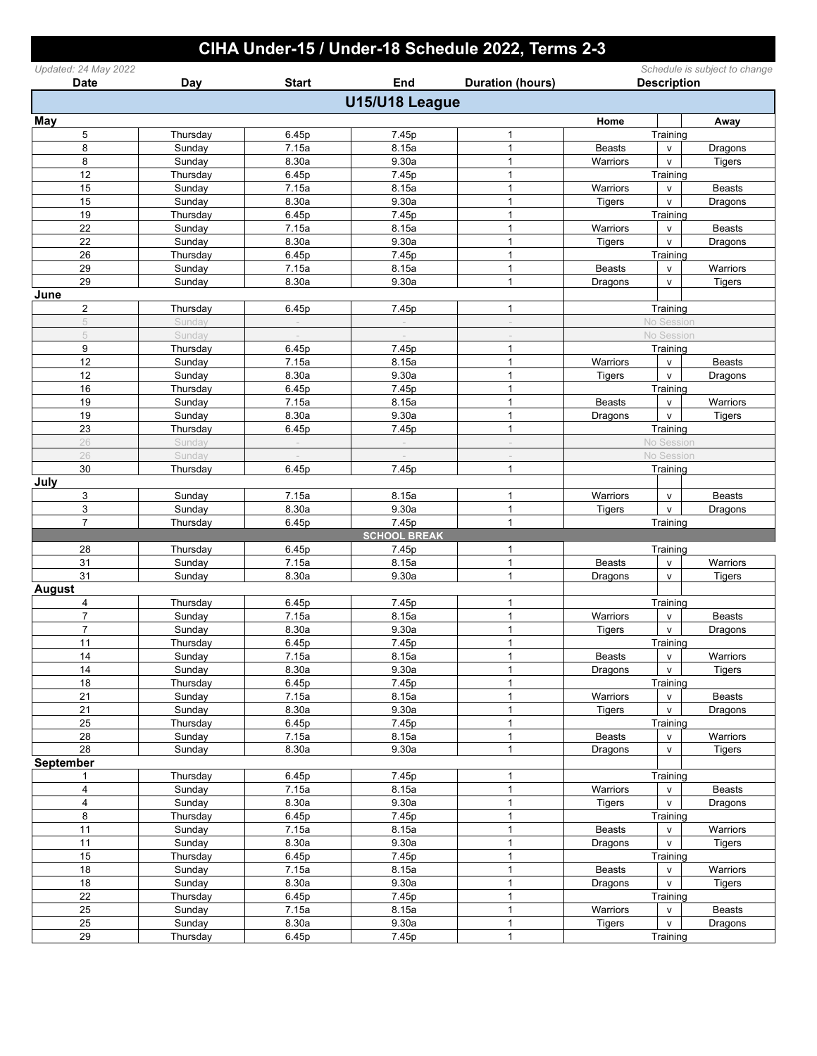# CIHA Under-15 / Under-18 Schedule 2022, Terms 2-3

*Updated: 24 May 2022* | *Schedule is subject to change*

| Date | Day | Start | End | Duration (hours) | Description | | |
|---|---|---|---|---|---|---|---|
| **U15/U18 League** | | | | | | | |
| **May** | | | | | Home | | Away |
| 5 | Thursday | 6.45p | 7.45p | 1 | Training | | |
| 8 | Sunday | 7.15a | 8.15a | 1 | Beasts | v | Dragons |
| 8 | Sunday | 8.30a | 9.30a | 1 | Warriors | v | Tigers |
| 12 | Thursday | 6.45p | 7.45p | 1 | Training | | |
| 15 | Sunday | 7.15a | 8.15a | 1 | Warriors | v | Beasts |
| 15 | Sunday | 8.30a | 9.30a | 1 | Tigers | v | Dragons |
| 19 | Thursday | 6.45p | 7.45p | 1 | Training | | |
| 22 | Sunday | 7.15a | 8.15a | 1 | Warriors | v | Beasts |
| 22 | Sunday | 8.30a | 9.30a | 1 | Tigers | v | Dragons |
| 26 | Thursday | 6.45p | 7.45p | 1 | Training | | |
| 29 | Sunday | 7.15a | 8.15a | 1 | Beasts | v | Warriors |
| 29 | Sunday | 8.30a | 9.30a | 1 | Dragons | v | Tigers |
| **June** | | | | | | | |
| 2 | Thursday | 6.45p | 7.45p | 1 | Training | | |
| 5 | Sunday | - | - | - | No Session | | |
| 5 | Sunday | - | - | - | No Session | | |
| 9 | Thursday | 6.45p | 7.45p | 1 | Training | | |
| 12 | Sunday | 7.15a | 8.15a | 1 | Warriors | v | Beasts |
| 12 | Sunday | 8.30a | 9.30a | 1 | Tigers | v | Dragons |
| 16 | Thursday | 6.45p | 7.45p | 1 | Training | | |
| 19 | Sunday | 7.15a | 8.15a | 1 | Beasts | v | Warriors |
| 19 | Sunday | 8.30a | 9.30a | 1 | Dragons | v | Tigers |
| 23 | Thursday | 6.45p | 7.45p | 1 | Training | | |
| 26 | Sunday | - | - | - | No Session | | |
| 26 | Sunday | - | - | - | No Session | | |
| 30 | Thursday | 6.45p | 7.45p | 1 | Training | | |
| **July** | | | | | | | |
| 3 | Sunday | 7.15a | 8.15a | 1 | Warriors | v | Beasts |
| 3 | Sunday | 8.30a | 9.30a | 1 | Tigers | v | Dragons |
| 7 | Thursday | 6.45p | 7.45p | 1 | Training | | |
| **SCHOOL BREAK** | | | | | | | |
| 28 | Thursday | 6.45p | 7.45p | 1 | Training | | |
| 31 | Sunday | 7.15a | 8.15a | 1 | Beasts | v | Warriors |
| 31 | Sunday | 8.30a | 9.30a | 1 | Dragons | v | Tigers |
| **August** | | | | | | | |
| 4 | Thursday | 6.45p | 7.45p | 1 | Training | | |
| 7 | Sunday | 7.15a | 8.15a | 1 | Warriors | v | Beasts |
| 7 | Sunday | 8.30a | 9.30a | 1 | Tigers | v | Dragons |
| 11 | Thursday | 6.45p | 7.45p | 1 | Training | | |
| 14 | Sunday | 7.15a | 8.15a | 1 | Beasts | v | Warriors |
| 14 | Sunday | 8.30a | 9.30a | 1 | Dragons | v | Tigers |
| 18 | Thursday | 6.45p | 7.45p | 1 | Training | | |
| 21 | Sunday | 7.15a | 8.15a | 1 | Warriors | v | Beasts |
| 21 | Sunday | 8.30a | 9.30a | 1 | Tigers | v | Dragons |
| 25 | Thursday | 6.45p | 7.45p | 1 | Training | | |
| 28 | Sunday | 7.15a | 8.15a | 1 | Beasts | v | Warriors |
| 28 | Sunday | 8.30a | 9.30a | 1 | Dragons | v | Tigers |
| **September** | | | | | | | |
| 1 | Thursday | 6.45p | 7.45p | 1 | Training | | |
| 4 | Sunday | 7.15a | 8.15a | 1 | Warriors | v | Beasts |
| 4 | Sunday | 8.30a | 9.30a | 1 | Tigers | v | Dragons |
| 8 | Thursday | 6.45p | 7.45p | 1 | Training | | |
| 11 | Sunday | 7.15a | 8.15a | 1 | Beasts | v | Warriors |
| 11 | Sunday | 8.30a | 9.30a | 1 | Dragons | v | Tigers |
| 15 | Thursday | 6.45p | 7.45p | 1 | Training | | |
| 18 | Sunday | 7.15a | 8.15a | 1 | Beasts | v | Warriors |
| 18 | Sunday | 8.30a | 9.30a | 1 | Dragons | v | Tigers |
| 22 | Thursday | 6.45p | 7.45p | 1 | Training | | |
| 25 | Sunday | 7.15a | 8.15a | 1 | Warriors | v | Beasts |
| 25 | Sunday | 8.30a | 9.30a | 1 | Tigers | v | Dragons |
| 29 | Thursday | 6.45p | 7.45p | 1 | Training | | |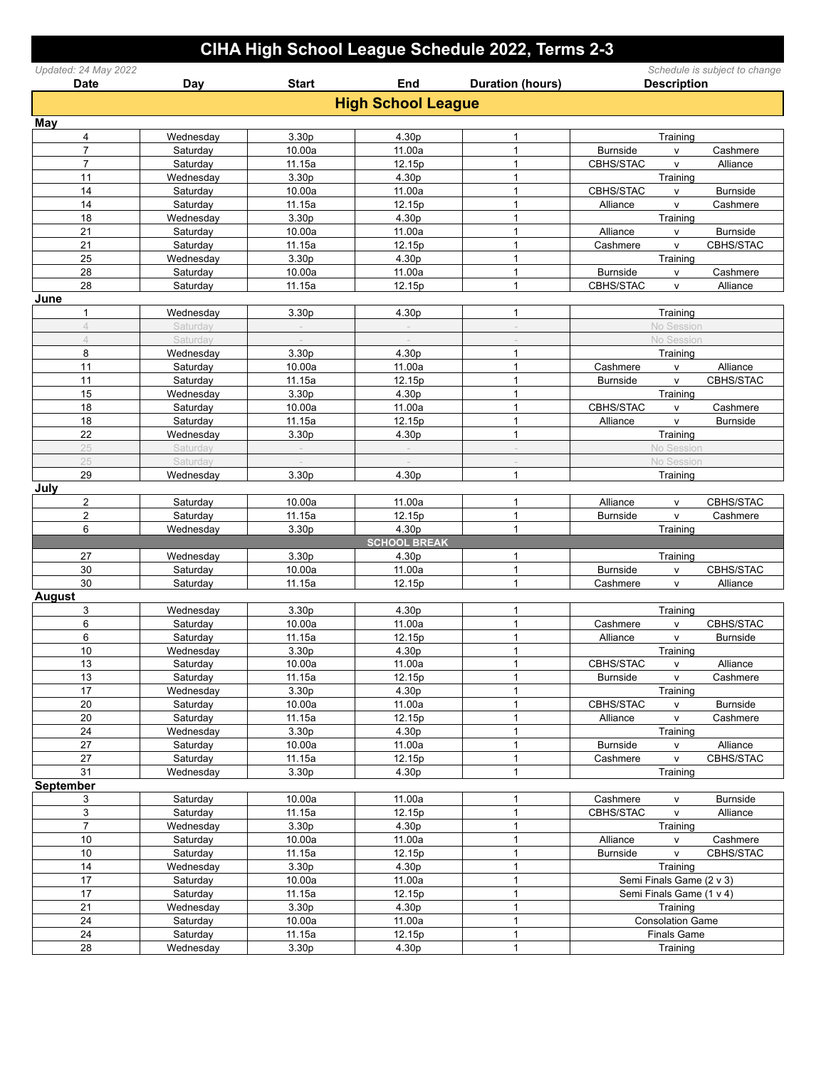# CIHA High School League Schedule 2022, Terms 2-3

*Updated: 24 May 2022* *Schedule is subject to change*

| Date | Day | Start | End | Duration (hours) | Description | | |
|---|---|---|---|---|---|---|---|
| **High School League** | | | | | | | |
| **May** | | | | | | | |
| 4 | Wednesday | 3.30p | 4.30p | 1 | Training | | |
| 7 | Saturday | 10.00a | 11.00a | 1 | Burnside | v | Cashmere |
| 7 | Saturday | 11.15a | 12.15p | 1 | CBHS/STAC | v | Alliance |
| 11 | Wednesday | 3.30p | 4.30p | 1 | Training | | |
| 14 | Saturday | 10.00a | 11.00a | 1 | CBHS/STAC | v | Burnside |
| 14 | Saturday | 11.15a | 12.15p | 1 | Alliance | v | Cashmere |
| 18 | Wednesday | 3.30p | 4.30p | 1 | Training | | |
| 21 | Saturday | 10.00a | 11.00a | 1 | Alliance | v | Burnside |
| 21 | Saturday | 11.15a | 12.15p | 1 | Cashmere | v | CBHS/STAC |
| 25 | Wednesday | 3.30p | 4.30p | 1 | Training | | |
| 28 | Saturday | 10.00a | 11.00a | 1 | Burnside | v | Cashmere |
| 28 | Saturday | 11.15a | 12.15p | 1 | CBHS/STAC | v | Alliance |
| **June** | | | | | | | |
| 1 | Wednesday | 3.30p | 4.30p | 1 | Training | | |
| 4 | Saturday | - | - | - | No Session | | |
| 4 | Saturday | - | - | - | No Session | | |
| 8 | Wednesday | 3.30p | 4.30p | 1 | Training | | |
| 11 | Saturday | 10.00a | 11.00a | 1 | Cashmere | v | Alliance |
| 11 | Saturday | 11.15a | 12.15p | 1 | Burnside | v | CBHS/STAC |
| 15 | Wednesday | 3.30p | 4.30p | 1 | Training | | |
| 18 | Saturday | 10.00a | 11.00a | 1 | CBHS/STAC | v | Cashmere |
| 18 | Saturday | 11.15a | 12.15p | 1 | Alliance | v | Burnside |
| 22 | Wednesday | 3.30p | 4.30p | 1 | Training | | |
| 25 | Saturday | - | - | - | No Session | | |
| 25 | Saturday | - | - | - | No Session | | |
| 29 | Wednesday | 3.30p | 4.30p | 1 | Training | | |
| **July** | | | | | | | |
| 2 | Saturday | 10.00a | 11.00a | 1 | Alliance | v | CBHS/STAC |
| 2 | Saturday | 11.15a | 12.15p | 1 | Burnside | v | Cashmere |
| 6 | Wednesday | 3.30p | 4.30p | 1 | Training | | |
| **SCHOOL BREAK** | | | | | | | |
| 27 | Wednesday | 3.30p | 4.30p | 1 | Training | | |
| 30 | Saturday | 10.00a | 11.00a | 1 | Burnside | v | CBHS/STAC |
| 30 | Saturday | 11.15a | 12.15p | 1 | Cashmere | v | Alliance |
| **August** | | | | | | | |
| 3 | Wednesday | 3.30p | 4.30p | 1 | Training | | |
| 6 | Saturday | 10.00a | 11.00a | 1 | Cashmere | v | CBHS/STAC |
| 6 | Saturday | 11.15a | 12.15p | 1 | Alliance | v | Burnside |
| 10 | Wednesday | 3.30p | 4.30p | 1 | Training | | |
| 13 | Saturday | 10.00a | 11.00a | 1 | CBHS/STAC | v | Alliance |
| 13 | Saturday | 11.15a | 12.15p | 1 | Burnside | v | Cashmere |
| 17 | Wednesday | 3.30p | 4.30p | 1 | Training | | |
| 20 | Saturday | 10.00a | 11.00a | 1 | CBHS/STAC | v | Burnside |
| 20 | Saturday | 11.15a | 12.15p | 1 | Alliance | v | Cashmere |
| 24 | Wednesday | 3.30p | 4.30p | 1 | Training | | |
| 27 | Saturday | 10.00a | 11.00a | 1 | Burnside | v | Alliance |
| 27 | Saturday | 11.15a | 12.15p | 1 | Cashmere | v | CBHS/STAC |
| 31 | Wednesday | 3.30p | 4.30p | 1 | Training | | |
| **September** | | | | | | | |
| 3 | Saturday | 10.00a | 11.00a | 1 | Cashmere | v | Burnside |
| 3 | Saturday | 11.15a | 12.15p | 1 | CBHS/STAC | v | Alliance |
| 7 | Wednesday | 3.30p | 4.30p | 1 | Training | | |
| 10 | Saturday | 10.00a | 11.00a | 1 | Alliance | v | Cashmere |
| 10 | Saturday | 11.15a | 12.15p | 1 | Burnside | v | CBHS/STAC |
| 14 | Wednesday | 3.30p | 4.30p | 1 | Training | | |
| 17 | Saturday | 10.00a | 11.00a | 1 | Semi Finals Game (2 v 3) | | |
| 17 | Saturday | 11.15a | 12.15p | 1 | Semi Finals Game (1 v 4) | | |
| 21 | Wednesday | 3.30p | 4.30p | 1 | Training | | |
| 24 | Saturday | 10.00a | 11.00a | 1 | Consolation Game | | |
| 24 | Saturday | 11.15a | 12.15p | 1 | Finals Game | | |
| 28 | Wednesday | 3.30p | 4.30p | 1 | Training | | |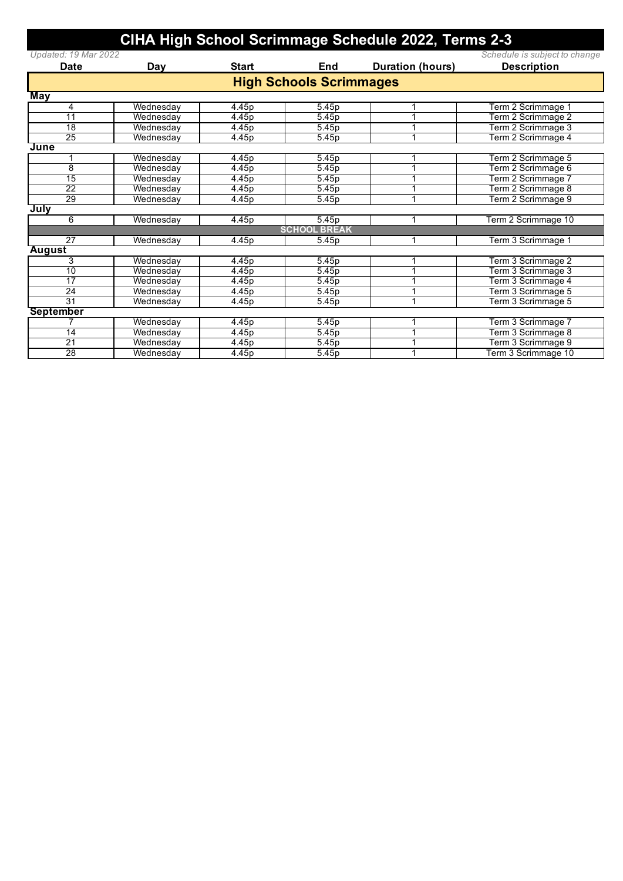# CIHA High School Scrimmage Schedule 2022, Terms 2-3

*Updated: 19 Mar 2022*

*Schedule is subject to change*

| Date | Day | Start | End | Duration (hours) | Description |
| --- | --- | --- | --- | --- | --- |
| **High Schools Scrimmages** | | | | | |
| **May** | | | | | |
| 4 | Wednesday | 4.45p | 5.45p | 1 | Term 2 Scrimmage 1 |
| 11 | Wednesday | 4.45p | 5.45p | 1 | Term 2 Scrimmage 2 |
| 18 | Wednesday | 4.45p | 5.45p | 1 | Term 2 Scrimmage 3 |
| 25 | Wednesday | 4.45p | 5.45p | 1 | Term 2 Scrimmage 4 |
| **June** | | | | | |
| 1 | Wednesday | 4.45p | 5.45p | 1 | Term 2 Scrimmage 5 |
| 8 | Wednesday | 4.45p | 5.45p | 1 | Term 2 Scrimmage 6 |
| 15 | Wednesday | 4.45p | 5.45p | 1 | Term 2 Scrimmage 7 |
| 22 | Wednesday | 4.45p | 5.45p | 1 | Term 2 Scrimmage 8 |
| 29 | Wednesday | 4.45p | 5.45p | 1 | Term 2 Scrimmage 9 |
| **July** | | | | | |
| 6 | Wednesday | 4.45p | 5.45p | 1 | Term 2 Scrimmage 10 |
| **SCHOOL BREAK** | | | | | |
| 27 | Wednesday | 4.45p | 5.45p | 1 | Term 3 Scrimmage 1 |
| **August** | | | | | |
| 3 | Wednesday | 4.45p | 5.45p | 1 | Term 3 Scrimmage 2 |
| 10 | Wednesday | 4.45p | 5.45p | 1 | Term 3 Scrimmage 3 |
| 17 | Wednesday | 4.45p | 5.45p | 1 | Term 3 Scrimmage 4 |
| 24 | Wednesday | 4.45p | 5.45p | 1 | Term 3 Scrimmage 5 |
| 31 | Wednesday | 4.45p | 5.45p | 1 | Term 3 Scrimmage 5 |
| **September** | | | | | |
| 7 | Wednesday | 4.45p | 5.45p | 1 | Term 3 Scrimmage 7 |
| 14 | Wednesday | 4.45p | 5.45p | 1 | Term 3 Scrimmage 8 |
| 21 | Wednesday | 4.45p | 5.45p | 1 | Term 3 Scrimmage 9 |
| 28 | Wednesday | 4.45p | 5.45p | 1 | Term 3 Scrimmage 10 |